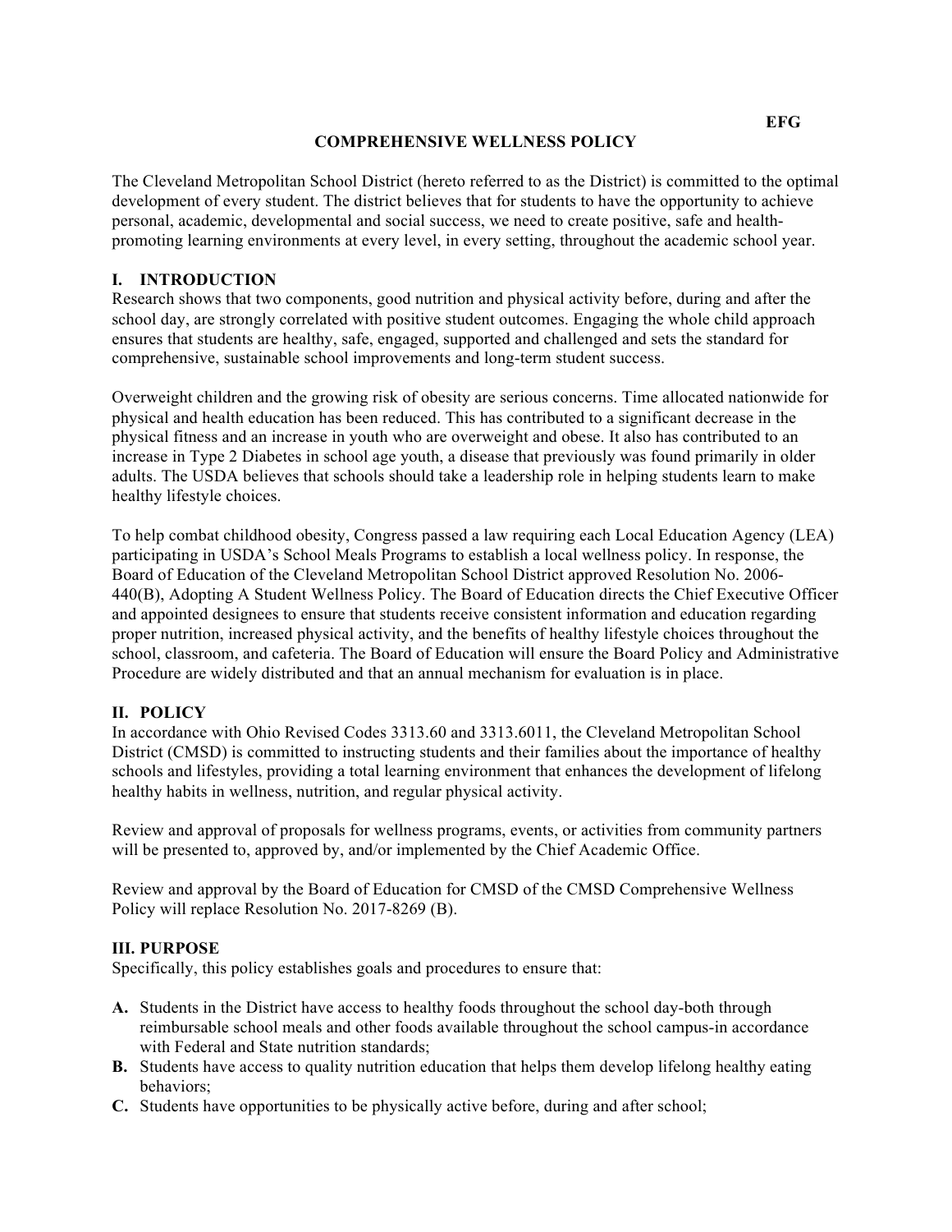EFG

# COMPREHENSIVE WELLNESS POLICY

The Cleveland Metropolitan School District (hereto referred to as the District) is committed to the optimal development of every student. The district believes that for students to have the opportunity to achieve personal, academic, developmental and social success, we need to create positive, safe and health-promoting learning environments at every level, in every setting, throughout the academic school year.

## I. INTRODUCTION

Research shows that two components, good nutrition and physical activity before, during and after the school day, are strongly correlated with positive student outcomes. Engaging the whole child approach ensures that students are healthy, safe, engaged, supported and challenged and sets the standard for comprehensive, sustainable school improvements and long-term student success.

Overweight children and the growing risk of obesity are serious concerns. Time allocated nationwide for physical and health education has been reduced. This has contributed to a significant decrease in the physical fitness and an increase in youth who are overweight and obese. It also has contributed to an increase in Type 2 Diabetes in school age youth, a disease that previously was found primarily in older adults. The USDA believes that schools should take a leadership role in helping students learn to make healthy lifestyle choices.

To help combat childhood obesity, Congress passed a law requiring each Local Education Agency (LEA) participating in USDA's School Meals Programs to establish a local wellness policy. In response, the Board of Education of the Cleveland Metropolitan School District approved Resolution No. 2006-440(B), Adopting A Student Wellness Policy. The Board of Education directs the Chief Executive Officer and appointed designees to ensure that students receive consistent information and education regarding proper nutrition, increased physical activity, and the benefits of healthy lifestyle choices throughout the school, classroom, and cafeteria. The Board of Education will ensure the Board Policy and Administrative Procedure are widely distributed and that an annual mechanism for evaluation is in place.

## II. POLICY

In accordance with Ohio Revised Codes 3313.60 and 3313.6011, the Cleveland Metropolitan School District (CMSD) is committed to instructing students and their families about the importance of healthy schools and lifestyles, providing a total learning environment that enhances the development of lifelong healthy habits in wellness, nutrition, and regular physical activity.

Review and approval of proposals for wellness programs, events, or activities from community partners will be presented to, approved by, and/or implemented by the Chief Academic Office.

Review and approval by the Board of Education for CMSD of the CMSD Comprehensive Wellness Policy will replace Resolution No. 2017-8269 (B).

## III. PURPOSE

Specifically, this policy establishes goals and procedures to ensure that:

- **A.** Students in the District have access to healthy foods throughout the school day-both through reimbursable school meals and other foods available throughout the school campus-in accordance with Federal and State nutrition standards;
- **B.** Students have access to quality nutrition education that helps them develop lifelong healthy eating behaviors;
- **C.** Students have opportunities to be physically active before, during and after school;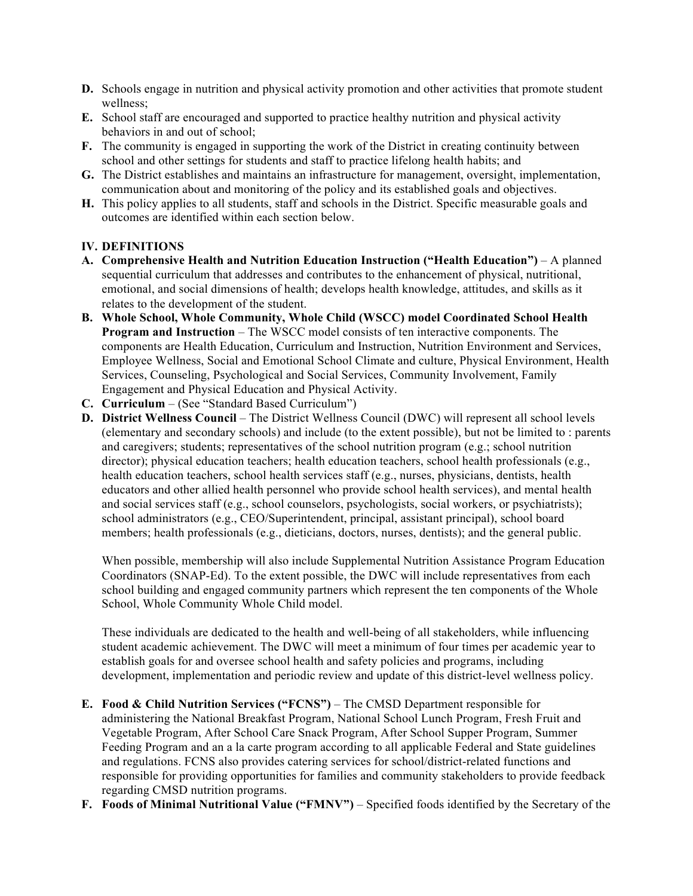**D.** Schools engage in nutrition and physical activity promotion and other activities that promote student wellness;

**E.** School staff are encouraged and supported to practice healthy nutrition and physical activity behaviors in and out of school;

**F.** The community is engaged in supporting the work of the District in creating continuity between school and other settings for students and staff to practice lifelong health habits; and

**G.** The District establishes and maintains an infrastructure for management, oversight, implementation, communication about and monitoring of the policy and its established goals and objectives.

**H.** This policy applies to all students, staff and schools in the District. Specific measurable goals and outcomes are identified within each section below.

## IV. DEFINITIONS

**A. Comprehensive Health and Nutrition Education Instruction ("Health Education")** – A planned sequential curriculum that addresses and contributes to the enhancement of physical, nutritional, emotional, and social dimensions of health; develops health knowledge, attitudes, and skills as it relates to the development of the student.

**B. Whole School, Whole Community, Whole Child (WSCC) model Coordinated School Health Program and Instruction** – The WSCC model consists of ten interactive components. The components are Health Education, Curriculum and Instruction, Nutrition Environment and Services, Employee Wellness, Social and Emotional School Climate and culture, Physical Environment, Health Services, Counseling, Psychological and Social Services, Community Involvement, Family Engagement and Physical Education and Physical Activity.

**C. Curriculum** – (See "Standard Based Curriculum")

**D. District Wellness Council** – The District Wellness Council (DWC) will represent all school levels (elementary and secondary schools) and include (to the extent possible), but not be limited to : parents and caregivers; students; representatives of the school nutrition program (e.g.; school nutrition director); physical education teachers; health education teachers, school health professionals (e.g., health education teachers, school health services staff (e.g., nurses, physicians, dentists, health educators and other allied health personnel who provide school health services), and mental health and social services staff (e.g., school counselors, psychologists, social workers, or psychiatrists); school administrators (e.g., CEO/Superintendent, principal, assistant principal), school board members; health professionals (e.g., dieticians, doctors, nurses, dentists); and the general public.

When possible, membership will also include Supplemental Nutrition Assistance Program Education Coordinators (SNAP-Ed). To the extent possible, the DWC will include representatives from each school building and engaged community partners which represent the ten components of the Whole School, Whole Community Whole Child model.

These individuals are dedicated to the health and well-being of all stakeholders, while influencing student academic achievement. The DWC will meet a minimum of four times per academic year to establish goals for and oversee school health and safety policies and programs, including development, implementation and periodic review and update of this district-level wellness policy.

**E. Food & Child Nutrition Services ("FCNS")** – The CMSD Department responsible for administering the National Breakfast Program, National School Lunch Program, Fresh Fruit and Vegetable Program, After School Care Snack Program, After School Supper Program, Summer Feeding Program and an a la carte program according to all applicable Federal and State guidelines and regulations. FCNS also provides catering services for school/district-related functions and responsible for providing opportunities for families and community stakeholders to provide feedback regarding CMSD nutrition programs.

**F. Foods of Minimal Nutritional Value ("FMNV")** – Specified foods identified by the Secretary of the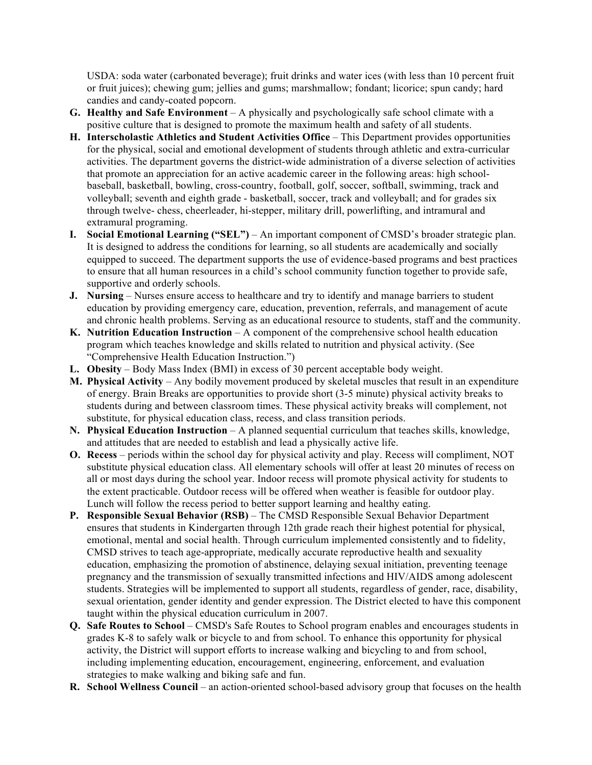USDA: soda water (carbonated beverage); fruit drinks and water ices (with less than 10 percent fruit or fruit juices); chewing gum; jellies and gums; marshmallow; fondant; licorice; spun candy; hard candies and candy-coated popcorn.

G. **Healthy and Safe Environment** – A physically and psychologically safe school climate with a positive culture that is designed to promote the maximum health and safety of all students.

H. **Interscholastic Athletics and Student Activities Office** – This Department provides opportunities for the physical, social and emotional development of students through athletic and extra-curricular activities. The department governs the district-wide administration of a diverse selection of activities that promote an appreciation for an active academic career in the following areas: high school- baseball, basketball, bowling, cross-country, football, golf, soccer, softball, swimming, track and volleyball; seventh and eighth grade - basketball, soccer, track and volleyball; and for grades six through twelve- chess, cheerleader, hi-stepper, military drill, powerlifting, and intramural and extramural programing.

I. **Social Emotional Learning ("SEL")** – An important component of CMSD's broader strategic plan. It is designed to address the conditions for learning, so all students are academically and socially equipped to succeed. The department supports the use of evidence-based programs and best practices to ensure that all human resources in a child's school community function together to provide safe, supportive and orderly schools.

J. **Nursing** – Nurses ensure access to healthcare and try to identify and manage barriers to student education by providing emergency care, education, prevention, referrals, and management of acute and chronic health problems. Serving as an educational resource to students, staff and the community.

K. **Nutrition Education Instruction** – A component of the comprehensive school health education program which teaches knowledge and skills related to nutrition and physical activity. (See "Comprehensive Health Education Instruction.")

L. **Obesity** – Body Mass Index (BMI) in excess of 30 percent acceptable body weight.

M. **Physical Activity** – Any bodily movement produced by skeletal muscles that result in an expenditure of energy. Brain Breaks are opportunities to provide short (3-5 minute) physical activity breaks to students during and between classroom times. These physical activity breaks will complement, not substitute, for physical education class, recess, and class transition periods.

N. **Physical Education Instruction** – A planned sequential curriculum that teaches skills, knowledge, and attitudes that are needed to establish and lead a physically active life.

O. **Recess** – periods within the school day for physical activity and play. Recess will compliment, NOT substitute physical education class. All elementary schools will offer at least 20 minutes of recess on all or most days during the school year. Indoor recess will promote physical activity for students to the extent practicable. Outdoor recess will be offered when weather is feasible for outdoor play. Lunch will follow the recess period to better support learning and healthy eating.

P. **Responsible Sexual Behavior (RSB)** – The CMSD Responsible Sexual Behavior Department ensures that students in Kindergarten through 12th grade reach their highest potential for physical, emotional, mental and social health. Through curriculum implemented consistently and to fidelity, CMSD strives to teach age-appropriate, medically accurate reproductive health and sexuality education, emphasizing the promotion of abstinence, delaying sexual initiation, preventing teenage pregnancy and the transmission of sexually transmitted infections and HIV/AIDS among adolescent students. Strategies will be implemented to support all students, regardless of gender, race, disability, sexual orientation, gender identity and gender expression. The District elected to have this component taught within the physical education curriculum in 2007.

Q. **Safe Routes to School** – CMSD's Safe Routes to School program enables and encourages students in grades K-8 to safely walk or bicycle to and from school. To enhance this opportunity for physical activity, the District will support efforts to increase walking and bicycling to and from school, including implementing education, encouragement, engineering, enforcement, and evaluation strategies to make walking and biking safe and fun.

R. **School Wellness Council** – an action-oriented school-based advisory group that focuses on the health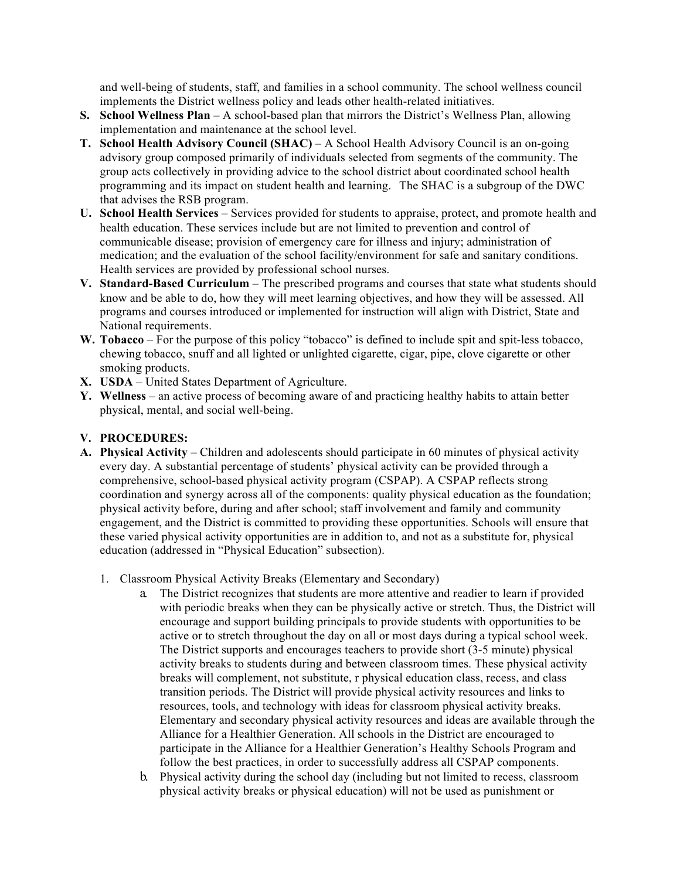and well-being of students, staff, and families in a school community. The school wellness council implements the District wellness policy and leads other health-related initiatives.

**S. School Wellness Plan** – A school-based plan that mirrors the District's Wellness Plan, allowing implementation and maintenance at the school level.

**T. School Health Advisory Council (SHAC)** – A School Health Advisory Council is an on-going advisory group composed primarily of individuals selected from segments of the community. The group acts collectively in providing advice to the school district about coordinated school health programming and its impact on student health and learning. The SHAC is a subgroup of the DWC that advises the RSB program.

**U. School Health Services** – Services provided for students to appraise, protect, and promote health and health education. These services include but are not limited to prevention and control of communicable disease; provision of emergency care for illness and injury; administration of medication; and the evaluation of the school facility/environment for safe and sanitary conditions. Health services are provided by professional school nurses.

**V. Standard-Based Curriculum** – The prescribed programs and courses that state what students should know and be able to do, how they will meet learning objectives, and how they will be assessed. All programs and courses introduced or implemented for instruction will align with District, State and National requirements.

**W. Tobacco** – For the purpose of this policy "tobacco" is defined to include spit and spit-less tobacco, chewing tobacco, snuff and all lighted or unlighted cigarette, cigar, pipe, clove cigarette or other smoking products.

**X. USDA** – United States Department of Agriculture.

**Y. Wellness** – an active process of becoming aware of and practicing healthy habits to attain better physical, mental, and social well-being.

## V. PROCEDURES:

**A. Physical Activity** – Children and adolescents should participate in 60 minutes of physical activity every day. A substantial percentage of students' physical activity can be provided through a comprehensive, school-based physical activity program (CSPAP). A CSPAP reflects strong coordination and synergy across all of the components: quality physical education as the foundation; physical activity before, during and after school; staff involvement and family and community engagement, and the District is committed to providing these opportunities. Schools will ensure that these varied physical activity opportunities are in addition to, and not as a substitute for, physical education (addressed in "Physical Education" subsection).

1. Classroom Physical Activity Breaks (Elementary and Secondary)
   a. The District recognizes that students are more attentive and readier to learn if provided with periodic breaks when they can be physically active or stretch. Thus, the District will encourage and support building principals to provide students with opportunities to be active or to stretch throughout the day on all or most days during a typical school week. The District supports and encourages teachers to provide short (3-5 minute) physical activity breaks to students during and between classroom times. These physical activity breaks will complement, not substitute, r physical education class, recess, and class transition periods. The District will provide physical activity resources and links to resources, tools, and technology with ideas for classroom physical activity breaks. Elementary and secondary physical activity resources and ideas are available through the Alliance for a Healthier Generation. All schools in the District are encouraged to participate in the Alliance for a Healthier Generation's Healthy Schools Program and follow the best practices, in order to successfully address all CSPAP components.
   b. Physical activity during the school day (including but not limited to recess, classroom physical activity breaks or physical education) will not be used as punishment or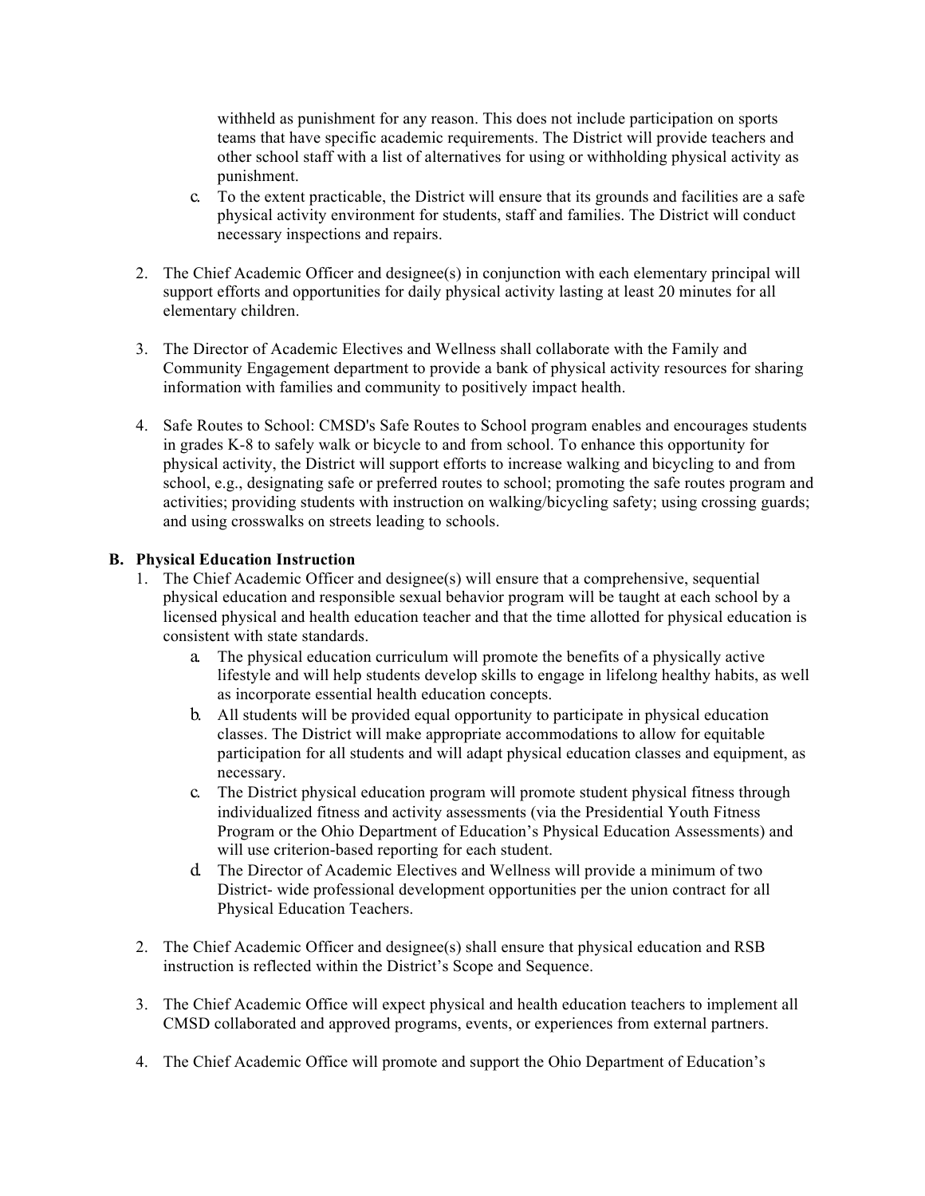withheld as punishment for any reason. This does not include participation on sports teams that have specific academic requirements. The District will provide teachers and other school staff with a list of alternatives for using or withholding physical activity as punishment.

   c. To the extent practicable, the District will ensure that its grounds and facilities are a safe physical activity environment for students, staff and families. The District will conduct necessary inspections and repairs.

2. The Chief Academic Officer and designee(s) in conjunction with each elementary principal will support efforts and opportunities for daily physical activity lasting at least 20 minutes for all elementary children.

3. The Director of Academic Electives and Wellness shall collaborate with the Family and Community Engagement department to provide a bank of physical activity resources for sharing information with families and community to positively impact health.

4. Safe Routes to School: CMSD's Safe Routes to School program enables and encourages students in grades K-8 to safely walk or bicycle to and from school. To enhance this opportunity for physical activity, the District will support efforts to increase walking and bicycling to and from school, e.g., designating safe or preferred routes to school; promoting the safe routes program and activities; providing students with instruction on walking/bicycling safety; using crossing guards; and using crosswalks on streets leading to schools.

**B. Physical Education Instruction**

1. The Chief Academic Officer and designee(s) will ensure that a comprehensive, sequential physical education and responsible sexual behavior program will be taught at each school by a licensed physical and health education teacher and that the time allotted for physical education is consistent with state standards.
   a. The physical education curriculum will promote the benefits of a physically active lifestyle and will help students develop skills to engage in lifelong healthy habits, as well as incorporate essential health education concepts.
   b. All students will be provided equal opportunity to participate in physical education classes. The District will make appropriate accommodations to allow for equitable participation for all students and will adapt physical education classes and equipment, as necessary.
   c. The District physical education program will promote student physical fitness through individualized fitness and activity assessments (via the Presidential Youth Fitness Program or the Ohio Department of Education's Physical Education Assessments) and will use criterion-based reporting for each student.
   d. The Director of Academic Electives and Wellness will provide a minimum of two District- wide professional development opportunities per the union contract for all Physical Education Teachers.

2. The Chief Academic Officer and designee(s) shall ensure that physical education and RSB instruction is reflected within the District's Scope and Sequence.

3. The Chief Academic Office will expect physical and health education teachers to implement all CMSD collaborated and approved programs, events, or experiences from external partners.

4. The Chief Academic Office will promote and support the Ohio Department of Education's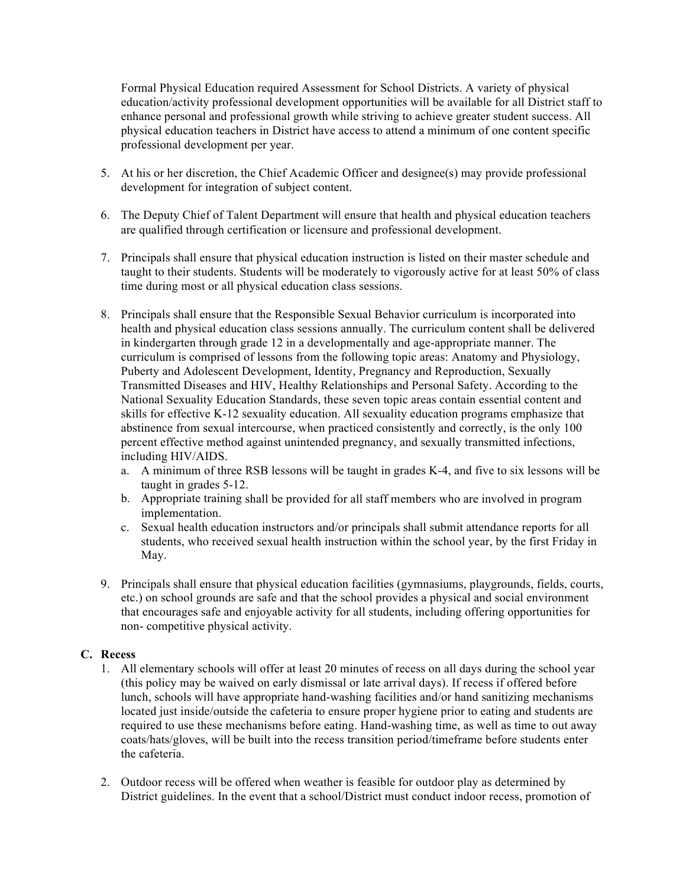Formal Physical Education required Assessment for School Districts. A variety of physical education/activity professional development opportunities will be available for all District staff to enhance personal and professional growth while striving to achieve greater student success. All physical education teachers in District have access to attend a minimum of one content specific professional development per year.

5. At his or her discretion, the Chief Academic Officer and designee(s) may provide professional development for integration of subject content.

6. The Deputy Chief of Talent Department will ensure that health and physical education teachers are qualified through certification or licensure and professional development.

7. Principals shall ensure that physical education instruction is listed on their master schedule and taught to their students. Students will be moderately to vigorously active for at least 50% of class time during most or all physical education class sessions.

8. Principals shall ensure that the Responsible Sexual Behavior curriculum is incorporated into health and physical education class sessions annually. The curriculum content shall be delivered in kindergarten through grade 12 in a developmentally and age-appropriate manner. The curriculum is comprised of lessons from the following topic areas: Anatomy and Physiology, Puberty and Adolescent Development, Identity, Pregnancy and Reproduction, Sexually Transmitted Diseases and HIV, Healthy Relationships and Personal Safety. According to the National Sexuality Education Standards, these seven topic areas contain essential content and skills for effective K-12 sexuality education. All sexuality education programs emphasize that abstinence from sexual intercourse, when practiced consistently and correctly, is the only 100 percent effective method against unintended pregnancy, and sexually transmitted infections, including HIV/AIDS.
   a. A minimum of three RSB lessons will be taught in grades K-4, and five to six lessons will be taught in grades 5-12.
   b. Appropriate training shall be provided for all staff members who are involved in program implementation.
   c. Sexual health education instructors and/or principals shall submit attendance reports for all students, who received sexual health instruction within the school year, by the first Friday in May.

9. Principals shall ensure that physical education facilities (gymnasiums, playgrounds, fields, courts, etc.) on school grounds are safe and that the school provides a physical and social environment that encourages safe and enjoyable activity for all students, including offering opportunities for non- competitive physical activity.

### C. Recess

1. All elementary schools will offer at least 20 minutes of recess on all days during the school year (this policy may be waived on early dismissal or late arrival days). If recess if offered before lunch, schools will have appropriate hand-washing facilities and/or hand sanitizing mechanisms located just inside/outside the cafeteria to ensure proper hygiene prior to eating and students are required to use these mechanisms before eating. Hand-washing time, as well as time to out away coats/hats/gloves, will be built into the recess transition period/timeframe before students enter the cafeteria.

2. Outdoor recess will be offered when weather is feasible for outdoor play as determined by District guidelines. In the event that a school/District must conduct indoor recess, promotion of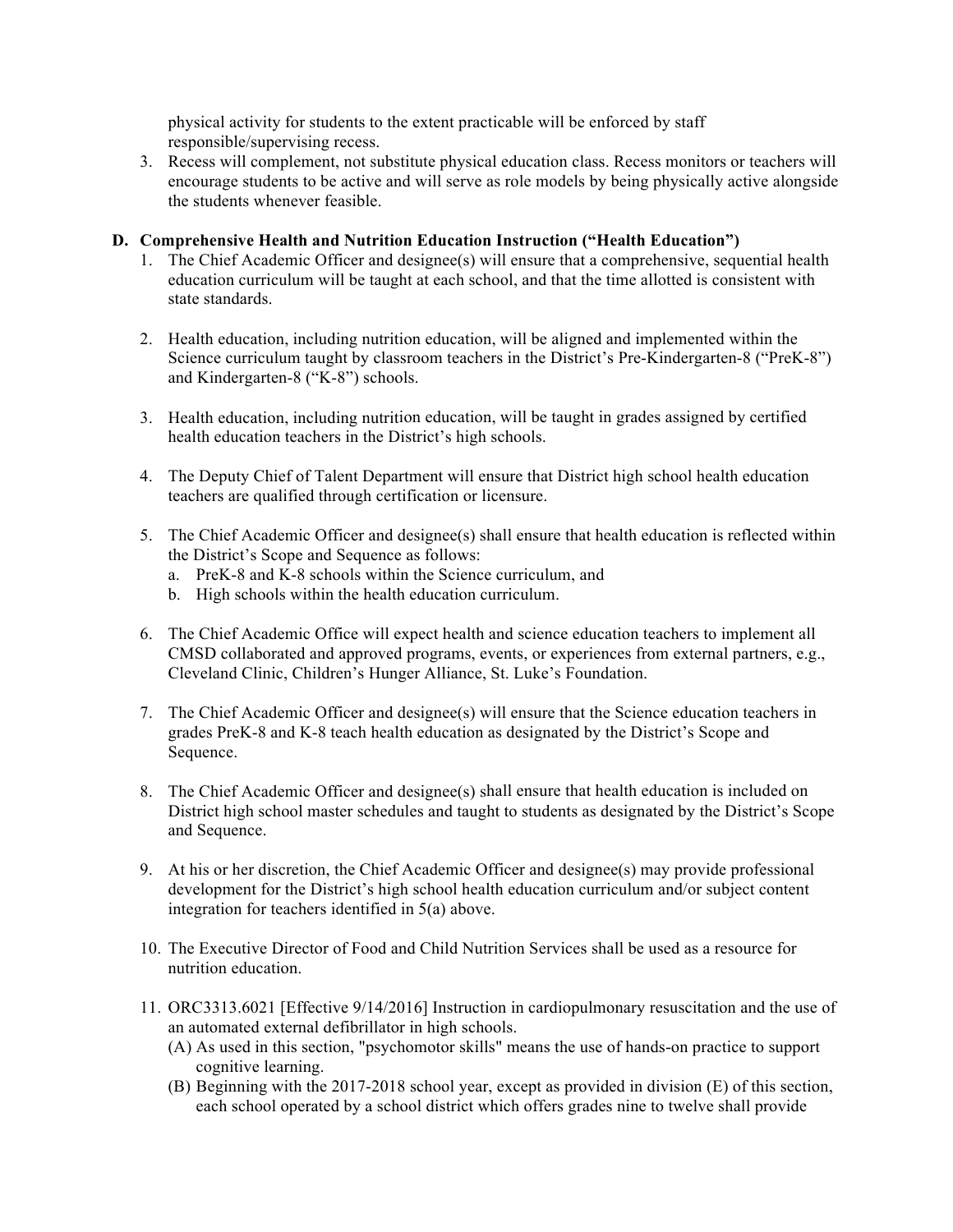physical activity for students to the extent practicable will be enforced by staff responsible/supervising recess.

3. Recess will complement, not substitute physical education class. Recess monitors or teachers will encourage students to be active and will serve as role models by being physically active alongside the students whenever feasible.

**D. Comprehensive Health and Nutrition Education Instruction ("Health Education")**

1. The Chief Academic Officer and designee(s) will ensure that a comprehensive, sequential health education curriculum will be taught at each school, and that the time allotted is consistent with state standards.

2. Health education, including nutrition education, will be aligned and implemented within the Science curriculum taught by classroom teachers in the District's Pre-Kindergarten-8 ("PreK-8") and Kindergarten-8 ("K-8") schools.

3. Health education, including nutrition education, will be taught in grades assigned by certified health education teachers in the District's high schools.

4. The Deputy Chief of Talent Department will ensure that District high school health education teachers are qualified through certification or licensure.

5. The Chief Academic Officer and designee(s) shall ensure that health education is reflected within the District's Scope and Sequence as follows:
   a. PreK-8 and K-8 schools within the Science curriculum, and
   b. High schools within the health education curriculum.

6. The Chief Academic Office will expect health and science education teachers to implement all CMSD collaborated and approved programs, events, or experiences from external partners, e.g., Cleveland Clinic, Children's Hunger Alliance, St. Luke's Foundation.

7. The Chief Academic Officer and designee(s) will ensure that the Science education teachers in grades PreK-8 and K-8 teach health education as designated by the District's Scope and Sequence.

8. The Chief Academic Officer and designee(s) shall ensure that health education is included on District high school master schedules and taught to students as designated by the District's Scope and Sequence.

9. At his or her discretion, the Chief Academic Officer and designee(s) may provide professional development for the District's high school health education curriculum and/or subject content integration for teachers identified in 5(a) above.

10. The Executive Director of Food and Child Nutrition Services shall be used as a resource for nutrition education.

11. ORC3313.6021 [Effective 9/14/2016] Instruction in cardiopulmonary resuscitation and the use of an automated external defibrillator in high schools.
    (A) As used in this section, "psychomotor skills" means the use of hands-on practice to support cognitive learning.
    (B) Beginning with the 2017-2018 school year, except as provided in division (E) of this section, each school operated by a school district which offers grades nine to twelve shall provide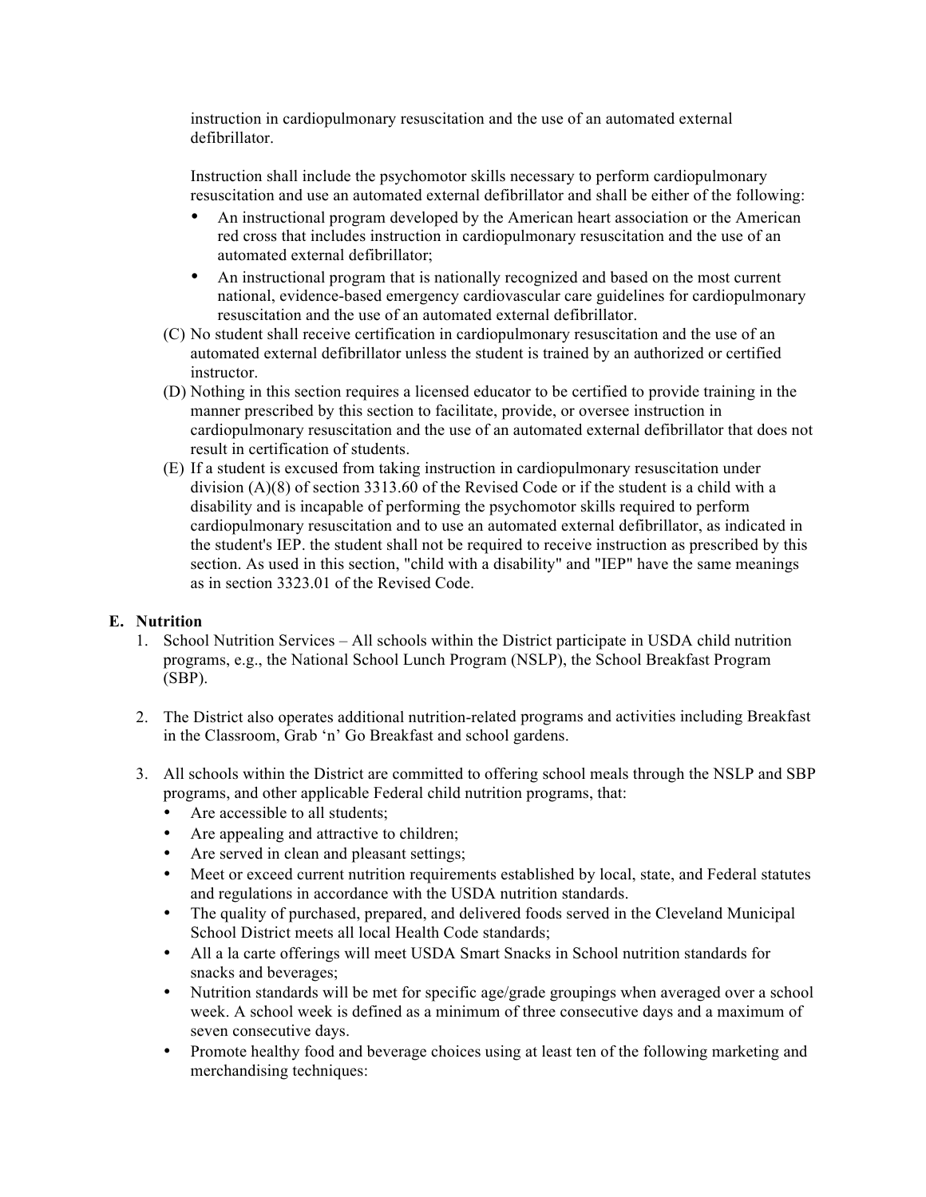instruction in cardiopulmonary resuscitation and the use of an automated external defibrillator.

Instruction shall include the psychomotor skills necessary to perform cardiopulmonary resuscitation and use an automated external defibrillator and shall be either of the following:

- An instructional program developed by the American heart association or the American red cross that includes instruction in cardiopulmonary resuscitation and the use of an automated external defibrillator;
- An instructional program that is nationally recognized and based on the most current national, evidence-based emergency cardiovascular care guidelines for cardiopulmonary resuscitation and the use of an automated external defibrillator.

(C) No student shall receive certification in cardiopulmonary resuscitation and the use of an automated external defibrillator unless the student is trained by an authorized or certified instructor.

(D) Nothing in this section requires a licensed educator to be certified to provide training in the manner prescribed by this section to facilitate, provide, or oversee instruction in cardiopulmonary resuscitation and the use of an automated external defibrillator that does not result in certification of students.

(E) If a student is excused from taking instruction in cardiopulmonary resuscitation under division (A)(8) of section 3313.60 of the Revised Code or if the student is a child with a disability and is incapable of performing the psychomotor skills required to perform cardiopulmonary resuscitation and to use an automated external defibrillator, as indicated in the student's IEP. the student shall not be required to receive instruction as prescribed by this section. As used in this section, "child with a disability" and "IEP" have the same meanings as in section 3323.01 of the Revised Code.

## E. Nutrition

1. School Nutrition Services – All schools within the District participate in USDA child nutrition programs, e.g., the National School Lunch Program (NSLP), the School Breakfast Program (SBP).

2. The District also operates additional nutrition-related programs and activities including Breakfast in the Classroom, Grab 'n' Go Breakfast and school gardens.

3. All schools within the District are committed to offering school meals through the NSLP and SBP programs, and other applicable Federal child nutrition programs, that:
   - Are accessible to all students;
   - Are appealing and attractive to children;
   - Are served in clean and pleasant settings;
   - Meet or exceed current nutrition requirements established by local, state, and Federal statutes and regulations in accordance with the USDA nutrition standards.
   - The quality of purchased, prepared, and delivered foods served in the Cleveland Municipal School District meets all local Health Code standards;
   - All a la carte offerings will meet USDA Smart Snacks in School nutrition standards for snacks and beverages;
   - Nutrition standards will be met for specific age/grade groupings when averaged over a school week. A school week is defined as a minimum of three consecutive days and a maximum of seven consecutive days.
   - Promote healthy food and beverage choices using at least ten of the following marketing and merchandising techniques: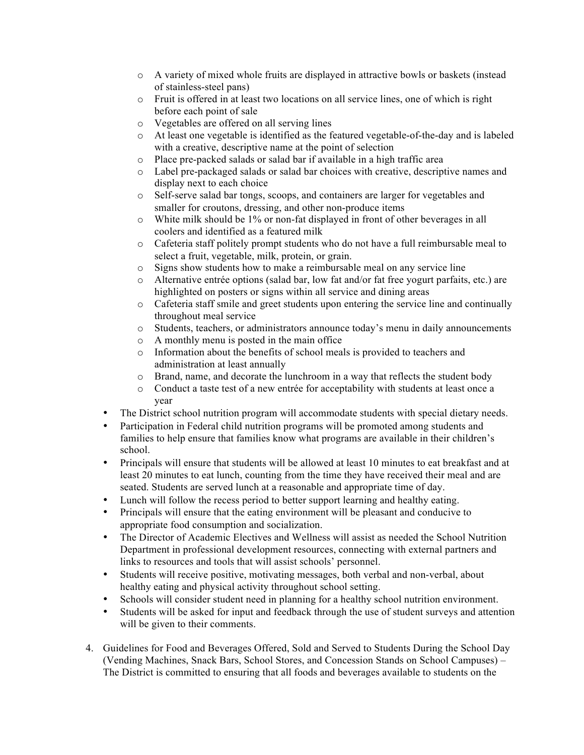- A variety of mixed whole fruits are displayed in attractive bowls or baskets (instead of stainless-steel pans)
   - Fruit is offered in at least two locations on all service lines, one of which is right before each point of sale
   - Vegetables are offered on all serving lines
   - At least one vegetable is identified as the featured vegetable-of-the-day and is labeled with a creative, descriptive name at the point of selection
   - Place pre-packed salads or salad bar if available in a high traffic area
   - Label pre-packaged salads or salad bar choices with creative, descriptive names and display next to each choice
   - Self-serve salad bar tongs, scoops, and containers are larger for vegetables and smaller for croutons, dressing, and other non-produce items
   - White milk should be 1% or non-fat displayed in front of other beverages in all coolers and identified as a featured milk
   - Cafeteria staff politely prompt students who do not have a full reimbursable meal to select a fruit, vegetable, milk, protein, or grain.
   - Signs show students how to make a reimbursable meal on any service line
   - Alternative entrée options (salad bar, low fat and/or fat free yogurt parfaits, etc.) are highlighted on posters or signs within all service and dining areas
   - Cafeteria staff smile and greet students upon entering the service line and continually throughout meal service
   - Students, teachers, or administrators announce today's menu in daily announcements
   - A monthly menu is posted in the main office
   - Information about the benefits of school meals is provided to teachers and administration at least annually
   - Brand, name, and decorate the lunchroom in a way that reflects the student body
   - Conduct a taste test of a new entrée for acceptability with students at least once a year
- The District school nutrition program will accommodate students with special dietary needs.
- Participation in Federal child nutrition programs will be promoted among students and families to help ensure that families know what programs are available in their children's school.
- Principals will ensure that students will be allowed at least 10 minutes to eat breakfast and at least 20 minutes to eat lunch, counting from the time they have received their meal and are seated. Students are served lunch at a reasonable and appropriate time of day.
- Lunch will follow the recess period to better support learning and healthy eating.
- Principals will ensure that the eating environment will be pleasant and conducive to appropriate food consumption and socialization.
- The Director of Academic Electives and Wellness will assist as needed the School Nutrition Department in professional development resources, connecting with external partners and links to resources and tools that will assist schools' personnel.
- Students will receive positive, motivating messages, both verbal and non-verbal, about healthy eating and physical activity throughout school setting.
- Schools will consider student need in planning for a healthy school nutrition environment.
- Students will be asked for input and feedback through the use of student surveys and attention will be given to their comments.

4. Guidelines for Food and Beverages Offered, Sold and Served to Students During the School Day (Vending Machines, Snack Bars, School Stores, and Concession Stands on School Campuses) – The District is committed to ensuring that all foods and beverages available to students on the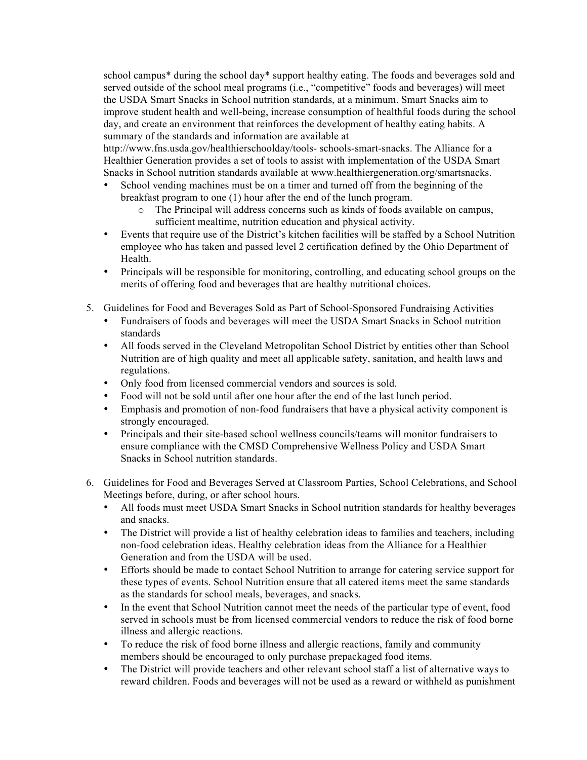school campus* during the school day* support healthy eating. The foods and beverages sold and served outside of the school meal programs (i.e., "competitive" foods and beverages) will meet the USDA Smart Snacks in School nutrition standards, at a minimum. Smart Snacks aim to improve student health and well-being, increase consumption of healthful foods during the school day, and create an environment that reinforces the development of healthy eating habits. A summary of the standards and information are available at http://www.fns.usda.gov/healthierschoolday/tools- schools-smart-snacks. The Alliance for a Healthier Generation provides a set of tools to assist with implementation of the USDA Smart Snacks in School nutrition standards available at www.healthiergeneration.org/smartsnacks.

- School vending machines must be on a timer and turned off from the beginning of the breakfast program to one (1) hour after the end of the lunch program.
  - The Principal will address concerns such as kinds of foods available on campus, sufficient mealtime, nutrition education and physical activity.
- Events that require use of the District's kitchen facilities will be staffed by a School Nutrition employee who has taken and passed level 2 certification defined by the Ohio Department of Health.
- Principals will be responsible for monitoring, controlling, and educating school groups on the merits of offering food and beverages that are healthy nutritional choices.

5. Guidelines for Food and Beverages Sold as Part of School-Sponsored Fundraising Activities
   - Fundraisers of foods and beverages will meet the USDA Smart Snacks in School nutrition standards
   - All foods served in the Cleveland Metropolitan School District by entities other than School Nutrition are of high quality and meet all applicable safety, sanitation, and health laws and regulations.
   - Only food from licensed commercial vendors and sources is sold.
   - Food will not be sold until after one hour after the end of the last lunch period.
   - Emphasis and promotion of non-food fundraisers that have a physical activity component is strongly encouraged.
   - Principals and their site-based school wellness councils/teams will monitor fundraisers to ensure compliance with the CMSD Comprehensive Wellness Policy and USDA Smart Snacks in School nutrition standards.

6. Guidelines for Food and Beverages Served at Classroom Parties, School Celebrations, and School Meetings before, during, or after school hours.
   - All foods must meet USDA Smart Snacks in School nutrition standards for healthy beverages and snacks.
   - The District will provide a list of healthy celebration ideas to families and teachers, including non-food celebration ideas. Healthy celebration ideas from the Alliance for a Healthier Generation and from the USDA will be used.
   - Efforts should be made to contact School Nutrition to arrange for catering service support for these types of events. School Nutrition ensure that all catered items meet the same standards as the standards for school meals, beverages, and snacks.
   - In the event that School Nutrition cannot meet the needs of the particular type of event, food served in schools must be from licensed commercial vendors to reduce the risk of food borne illness and allergic reactions.
   - To reduce the risk of food borne illness and allergic reactions, family and community members should be encouraged to only purchase prepackaged food items.
   - The District will provide teachers and other relevant school staff a list of alternative ways to reward children. Foods and beverages will not be used as a reward or withheld as punishment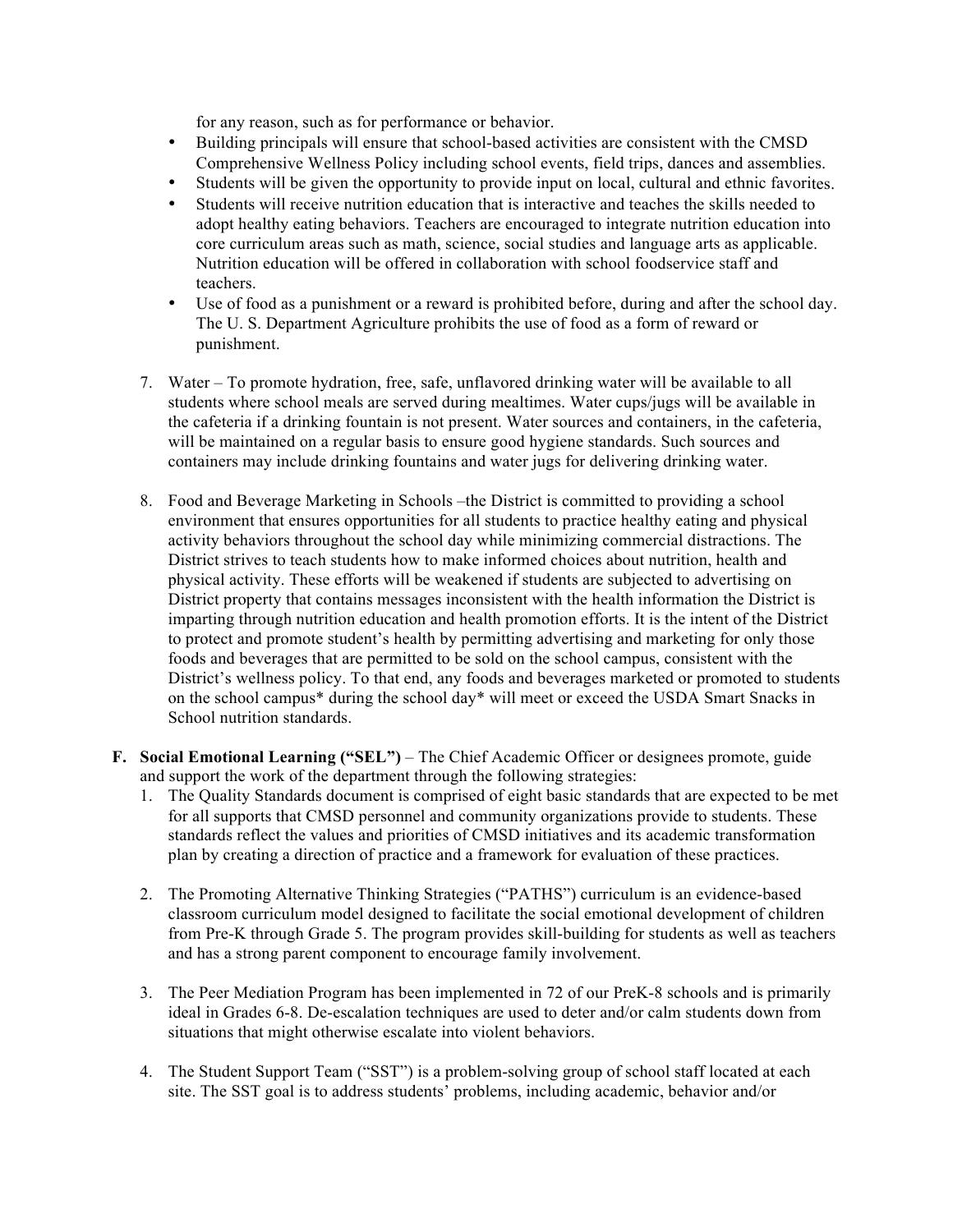for any reason, such as for performance or behavior.

- Building principals will ensure that school-based activities are consistent with the CMSD Comprehensive Wellness Policy including school events, field trips, dances and assemblies.
- Students will be given the opportunity to provide input on local, cultural and ethnic favorites.
- Students will receive nutrition education that is interactive and teaches the skills needed to adopt healthy eating behaviors. Teachers are encouraged to integrate nutrition education into core curriculum areas such as math, science, social studies and language arts as applicable. Nutrition education will be offered in collaboration with school foodservice staff and teachers.
- Use of food as a punishment or a reward is prohibited before, during and after the school day. The U. S. Department Agriculture prohibits the use of food as a form of reward or punishment.

7. Water – To promote hydration, free, safe, unflavored drinking water will be available to all students where school meals are served during mealtimes. Water cups/jugs will be available in the cafeteria if a drinking fountain is not present. Water sources and containers, in the cafeteria, will be maintained on a regular basis to ensure good hygiene standards. Such sources and containers may include drinking fountains and water jugs for delivering drinking water.

8. Food and Beverage Marketing in Schools –the District is committed to providing a school environment that ensures opportunities for all students to practice healthy eating and physical activity behaviors throughout the school day while minimizing commercial distractions. The District strives to teach students how to make informed choices about nutrition, health and physical activity. These efforts will be weakened if students are subjected to advertising on District property that contains messages inconsistent with the health information the District is imparting through nutrition education and health promotion efforts. It is the intent of the District to protect and promote student's health by permitting advertising and marketing for only those foods and beverages that are permitted to be sold on the school campus, consistent with the District's wellness policy. To that end, any foods and beverages marketed or promoted to students on the school campus* during the school day* will meet or exceed the USDA Smart Snacks in School nutrition standards.

**F. Social Emotional Learning ("SEL")** – The Chief Academic Officer or designees promote, guide and support the work of the department through the following strategies:

1. The Quality Standards document is comprised of eight basic standards that are expected to be met for all supports that CMSD personnel and community organizations provide to students. These standards reflect the values and priorities of CMSD initiatives and its academic transformation plan by creating a direction of practice and a framework for evaluation of these practices.

2. The Promoting Alternative Thinking Strategies ("PATHS") curriculum is an evidence-based classroom curriculum model designed to facilitate the social emotional development of children from Pre-K through Grade 5. The program provides skill-building for students as well as teachers and has a strong parent component to encourage family involvement.

3. The Peer Mediation Program has been implemented in 72 of our PreK-8 schools and is primarily ideal in Grades 6-8. De-escalation techniques are used to deter and/or calm students down from situations that might otherwise escalate into violent behaviors.

4. The Student Support Team ("SST") is a problem-solving group of school staff located at each site. The SST goal is to address students' problems, including academic, behavior and/or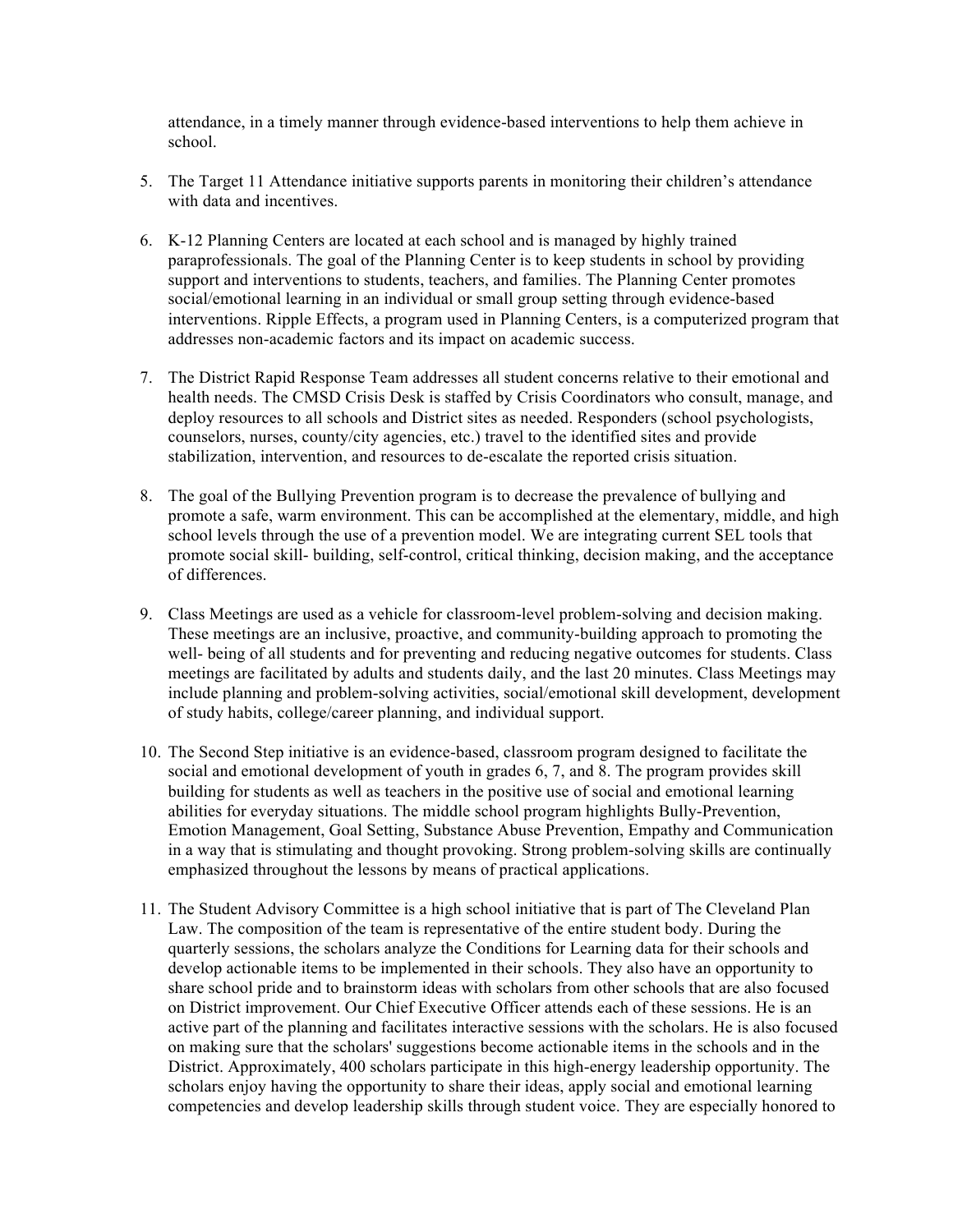attendance, in a timely manner through evidence-based interventions to help them achieve in school.

5. The Target 11 Attendance initiative supports parents in monitoring their children's attendance with data and incentives.

6. K-12 Planning Centers are located at each school and is managed by highly trained paraprofessionals. The goal of the Planning Center is to keep students in school by providing support and interventions to students, teachers, and families. The Planning Center promotes social/emotional learning in an individual or small group setting through evidence-based interventions. Ripple Effects, a program used in Planning Centers, is a computerized program that addresses non-academic factors and its impact on academic success.

7. The District Rapid Response Team addresses all student concerns relative to their emotional and health needs. The CMSD Crisis Desk is staffed by Crisis Coordinators who consult, manage, and deploy resources to all schools and District sites as needed. Responders (school psychologists, counselors, nurses, county/city agencies, etc.) travel to the identified sites and provide stabilization, intervention, and resources to de-escalate the reported crisis situation.

8. The goal of the Bullying Prevention program is to decrease the prevalence of bullying and promote a safe, warm environment. This can be accomplished at the elementary, middle, and high school levels through the use of a prevention model. We are integrating current SEL tools that promote social skill- building, self-control, critical thinking, decision making, and the acceptance of differences.

9. Class Meetings are used as a vehicle for classroom-level problem-solving and decision making. These meetings are an inclusive, proactive, and community-building approach to promoting the well- being of all students and for preventing and reducing negative outcomes for students. Class meetings are facilitated by adults and students daily, and the last 20 minutes. Class Meetings may include planning and problem-solving activities, social/emotional skill development, development of study habits, college/career planning, and individual support.

10. The Second Step initiative is an evidence-based, classroom program designed to facilitate the social and emotional development of youth in grades 6, 7, and 8. The program provides skill building for students as well as teachers in the positive use of social and emotional learning abilities for everyday situations. The middle school program highlights Bully-Prevention, Emotion Management, Goal Setting, Substance Abuse Prevention, Empathy and Communication in a way that is stimulating and thought provoking. Strong problem-solving skills are continually emphasized throughout the lessons by means of practical applications.

11. The Student Advisory Committee is a high school initiative that is part of The Cleveland Plan Law. The composition of the team is representative of the entire student body. During the quarterly sessions, the scholars analyze the Conditions for Learning data for their schools and develop actionable items to be implemented in their schools. They also have an opportunity to share school pride and to brainstorm ideas with scholars from other schools that are also focused on District improvement. Our Chief Executive Officer attends each of these sessions. He is an active part of the planning and facilitates interactive sessions with the scholars. He is also focused on making sure that the scholars' suggestions become actionable items in the schools and in the District. Approximately, 400 scholars participate in this high-energy leadership opportunity. The scholars enjoy having the opportunity to share their ideas, apply social and emotional learning competencies and develop leadership skills through student voice. They are especially honored to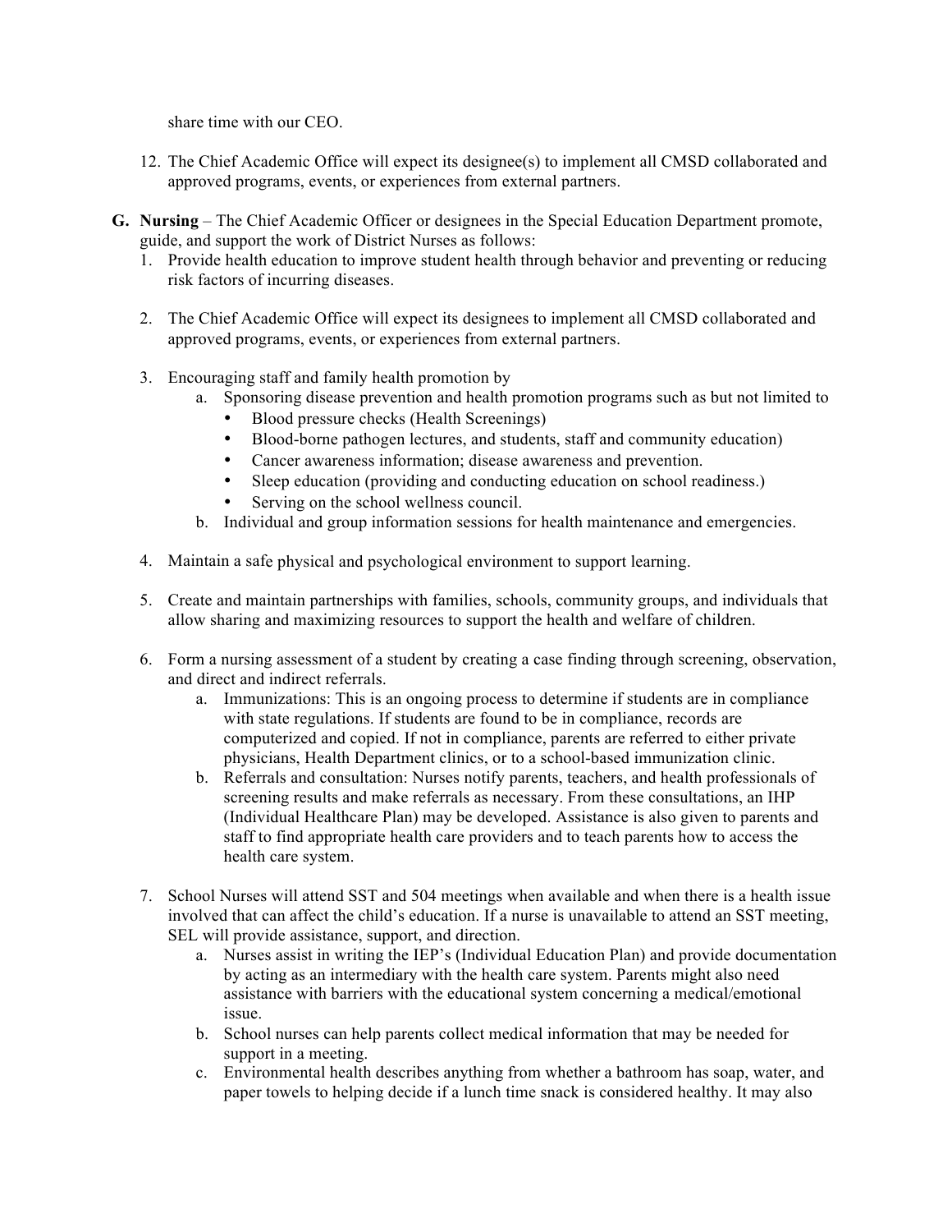share time with our CEO.

12. The Chief Academic Office will expect its designee(s) to implement all CMSD collaborated and approved programs, events, or experiences from external partners.

**G. Nursing** – The Chief Academic Officer or designees in the Special Education Department promote, guide, and support the work of District Nurses as follows:

1. Provide health education to improve student health through behavior and preventing or reducing risk factors of incurring diseases.

2. The Chief Academic Office will expect its designees to implement all CMSD collaborated and approved programs, events, or experiences from external partners.

3. Encouraging staff and family health promotion by
   a. Sponsoring disease prevention and health promotion programs such as but not limited to
      - Blood pressure checks (Health Screenings)
      - Blood-borne pathogen lectures, and students, staff and community education)
      - Cancer awareness information; disease awareness and prevention.
      - Sleep education (providing and conducting education on school readiness.)
      - Serving on the school wellness council.
   
   b. Individual and group information sessions for health maintenance and emergencies.

4. Maintain a safe physical and psychological environment to support learning.

5. Create and maintain partnerships with families, schools, community groups, and individuals that allow sharing and maximizing resources to support the health and welfare of children.

6. Form a nursing assessment of a student by creating a case finding through screening, observation, and direct and indirect referrals.
   a. Immunizations: This is an ongoing process to determine if students are in compliance with state regulations. If students are found to be in compliance, records are computerized and copied. If not in compliance, parents are referred to either private physicians, Health Department clinics, or to a school-based immunization clinic.
   b. Referrals and consultation: Nurses notify parents, teachers, and health professionals of screening results and make referrals as necessary. From these consultations, an IHP (Individual Healthcare Plan) may be developed. Assistance is also given to parents and staff to find appropriate health care providers and to teach parents how to access the health care system.

7. School Nurses will attend SST and 504 meetings when available and when there is a health issue involved that can affect the child's education. If a nurse is unavailable to attend an SST meeting, SEL will provide assistance, support, and direction.
   a. Nurses assist in writing the IEP's (Individual Education Plan) and provide documentation by acting as an intermediary with the health care system. Parents might also need assistance with barriers with the educational system concerning a medical/emotional issue.
   b. School nurses can help parents collect medical information that may be needed for support in a meeting.
   c. Environmental health describes anything from whether a bathroom has soap, water, and paper towels to helping decide if a lunch time snack is considered healthy. It may also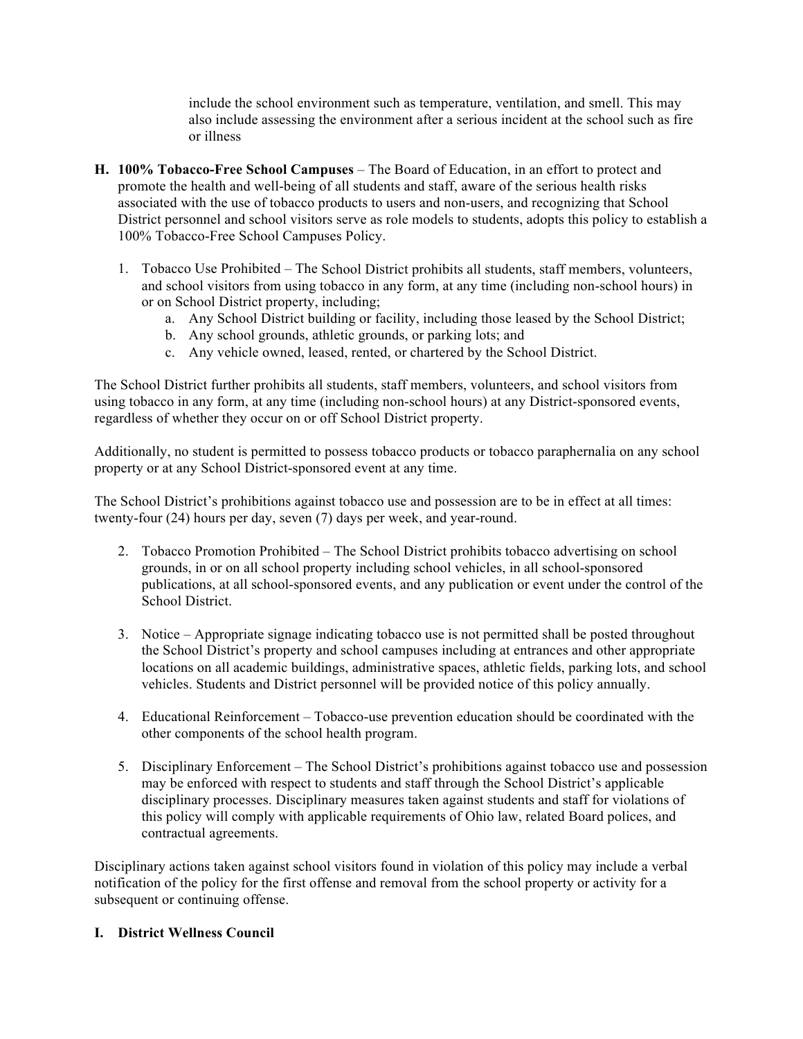include the school environment such as temperature, ventilation, and smell. This may also include assessing the environment after a serious incident at the school such as fire or illness

**H. 100% Tobacco-Free School Campuses** – The Board of Education, in an effort to protect and promote the health and well-being of all students and staff, aware of the serious health risks associated with the use of tobacco products to users and non-users, and recognizing that School District personnel and school visitors serve as role models to students, adopts this policy to establish a 100% Tobacco-Free School Campuses Policy.

1. Tobacco Use Prohibited – The School District prohibits all students, staff members, volunteers, and school visitors from using tobacco in any form, at any time (including non-school hours) in or on School District property, including;
   a. Any School District building or facility, including those leased by the School District;
   b. Any school grounds, athletic grounds, or parking lots; and
   c. Any vehicle owned, leased, rented, or chartered by the School District.

The School District further prohibits all students, staff members, volunteers, and school visitors from using tobacco in any form, at any time (including non-school hours) at any District-sponsored events, regardless of whether they occur on or off School District property.

Additionally, no student is permitted to possess tobacco products or tobacco paraphernalia on any school property or at any School District-sponsored event at any time.

The School District's prohibitions against tobacco use and possession are to be in effect at all times: twenty-four (24) hours per day, seven (7) days per week, and year-round.

2. Tobacco Promotion Prohibited – The School District prohibits tobacco advertising on school grounds, in or on all school property including school vehicles, in all school-sponsored publications, at all school-sponsored events, and any publication or event under the control of the School District.

3. Notice – Appropriate signage indicating tobacco use is not permitted shall be posted throughout the School District's property and school campuses including at entrances and other appropriate locations on all academic buildings, administrative spaces, athletic fields, parking lots, and school vehicles. Students and District personnel will be provided notice of this policy annually.

4. Educational Reinforcement – Tobacco-use prevention education should be coordinated with the other components of the school health program.

5. Disciplinary Enforcement – The School District's prohibitions against tobacco use and possession may be enforced with respect to students and staff through the School District's applicable disciplinary processes. Disciplinary measures taken against students and staff for violations of this policy will comply with applicable requirements of Ohio law, related Board polices, and contractual agreements.

Disciplinary actions taken against school visitors found in violation of this policy may include a verbal notification of the policy for the first offense and removal from the school property or activity for a subsequent or continuing offense.

**I. District Wellness Council**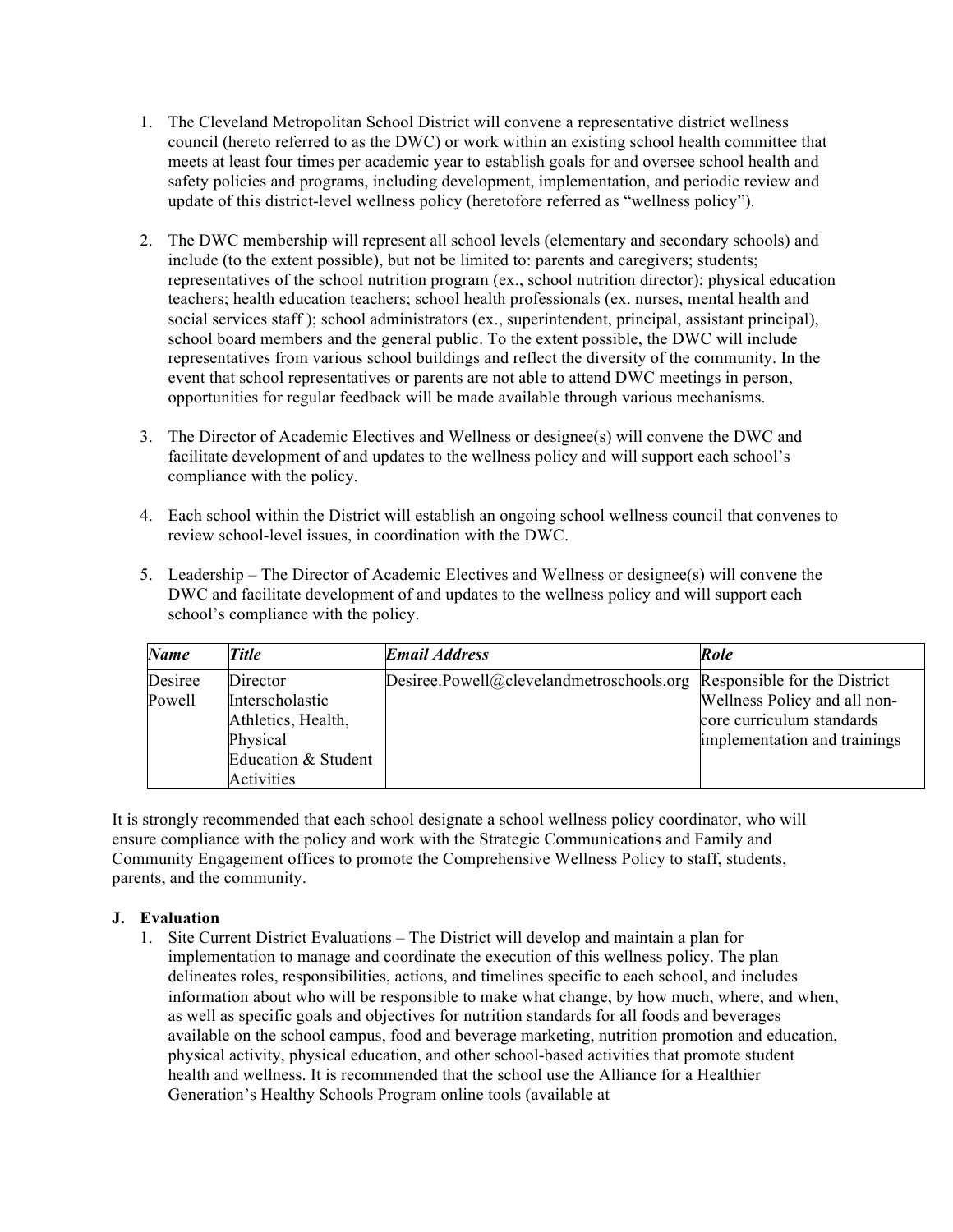1. The Cleveland Metropolitan School District will convene a representative district wellness council (hereto referred to as the DWC) or work within an existing school health committee that meets at least four times per academic year to establish goals for and oversee school health and safety policies and programs, including development, implementation, and periodic review and update of this district-level wellness policy (heretofore referred as "wellness policy").

2. The DWC membership will represent all school levels (elementary and secondary schools) and include (to the extent possible), but not be limited to: parents and caregivers; students; representatives of the school nutrition program (ex., school nutrition director); physical education teachers; health education teachers; school health professionals (ex. nurses, mental health and social services staff ); school administrators (ex., superintendent, principal, assistant principal), school board members and the general public. To the extent possible, the DWC will include representatives from various school buildings and reflect the diversity of the community. In the event that school representatives or parents are not able to attend DWC meetings in person, opportunities for regular feedback will be made available through various mechanisms.

3. The Director of Academic Electives and Wellness or designee(s) will convene the DWC and facilitate development of and updates to the wellness policy and will support each school's compliance with the policy.

4. Each school within the District will establish an ongoing school wellness council that convenes to review school-level issues, in coordination with the DWC.

5. Leadership – The Director of Academic Electives and Wellness or designee(s) will convene the DWC and facilitate development of and updates to the wellness policy and will support each school's compliance with the policy.

| ***Name*** | ***Title*** | ***Email Address*** | ***Role*** |
|---|---|---|---|
| Desiree Powell | Director Interscholastic Athletics, Health, Physical Education & Student Activities | Desiree.Powell@clevelandmetroschools.org | Responsible for the District Wellness Policy and all non-core curriculum standards implementation and trainings |

It is strongly recommended that each school designate a school wellness policy coordinator, who will ensure compliance with the policy and work with the Strategic Communications and Family and Community Engagement offices to promote the Comprehensive Wellness Policy to staff, students, parents, and the community.

### J. Evaluation

1. Site Current District Evaluations – The District will develop and maintain a plan for implementation to manage and coordinate the execution of this wellness policy. The plan delineates roles, responsibilities, actions, and timelines specific to each school, and includes information about who will be responsible to make what change, by how much, where, and when, as well as specific goals and objectives for nutrition standards for all foods and beverages available on the school campus, food and beverage marketing, nutrition promotion and education, physical activity, physical education, and other school-based activities that promote student health and wellness. It is recommended that the school use the Alliance for a Healthier Generation's Healthy Schools Program online tools (available at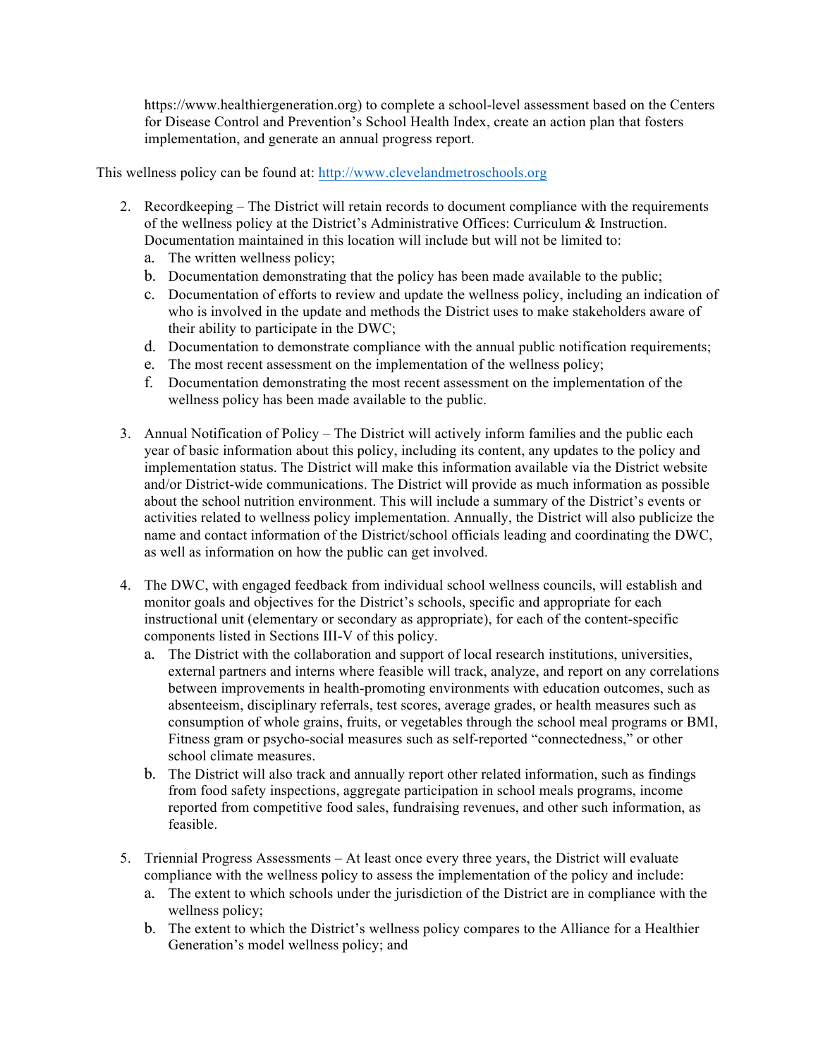https://www.healthiergeneration.org) to complete a school-level assessment based on the Centers for Disease Control and Prevention's School Health Index, create an action plan that fosters implementation, and generate an annual progress report.

This wellness policy can be found at: http://www.clevelandmetroschools.org

2. Recordkeeping – The District will retain records to document compliance with the requirements of the wellness policy at the District's Administrative Offices: Curriculum & Instruction. Documentation maintained in this location will include but will not be limited to:
   a. The written wellness policy;
   b. Documentation demonstrating that the policy has been made available to the public;
   c. Documentation of efforts to review and update the wellness policy, including an indication of who is involved in the update and methods the District uses to make stakeholders aware of their ability to participate in the DWC;
   d. Documentation to demonstrate compliance with the annual public notification requirements;
   e. The most recent assessment on the implementation of the wellness policy;
   f. Documentation demonstrating the most recent assessment on the implementation of the wellness policy has been made available to the public.

3. Annual Notification of Policy – The District will actively inform families and the public each year of basic information about this policy, including its content, any updates to the policy and implementation status. The District will make this information available via the District website and/or District-wide communications. The District will provide as much information as possible about the school nutrition environment. This will include a summary of the District's events or activities related to wellness policy implementation. Annually, the District will also publicize the name and contact information of the District/school officials leading and coordinating the DWC, as well as information on how the public can get involved.

4. The DWC, with engaged feedback from individual school wellness councils, will establish and monitor goals and objectives for the District's schools, specific and appropriate for each instructional unit (elementary or secondary as appropriate), for each of the content-specific components listed in Sections III-V of this policy.
   a. The District with the collaboration and support of local research institutions, universities, external partners and interns where feasible will track, analyze, and report on any correlations between improvements in health-promoting environments with education outcomes, such as absenteeism, disciplinary referrals, test scores, average grades, or health measures such as consumption of whole grains, fruits, or vegetables through the school meal programs or BMI, Fitness gram or psycho-social measures such as self-reported "connectedness," or other school climate measures.
   b. The District will also track and annually report other related information, such as findings from food safety inspections, aggregate participation in school meals programs, income reported from competitive food sales, fundraising revenues, and other such information, as feasible.

5. Triennial Progress Assessments – At least once every three years, the District will evaluate compliance with the wellness policy to assess the implementation of the policy and include:
   a. The extent to which schools under the jurisdiction of the District are in compliance with the wellness policy;
   b. The extent to which the District's wellness policy compares to the Alliance for a Healthier Generation's model wellness policy; and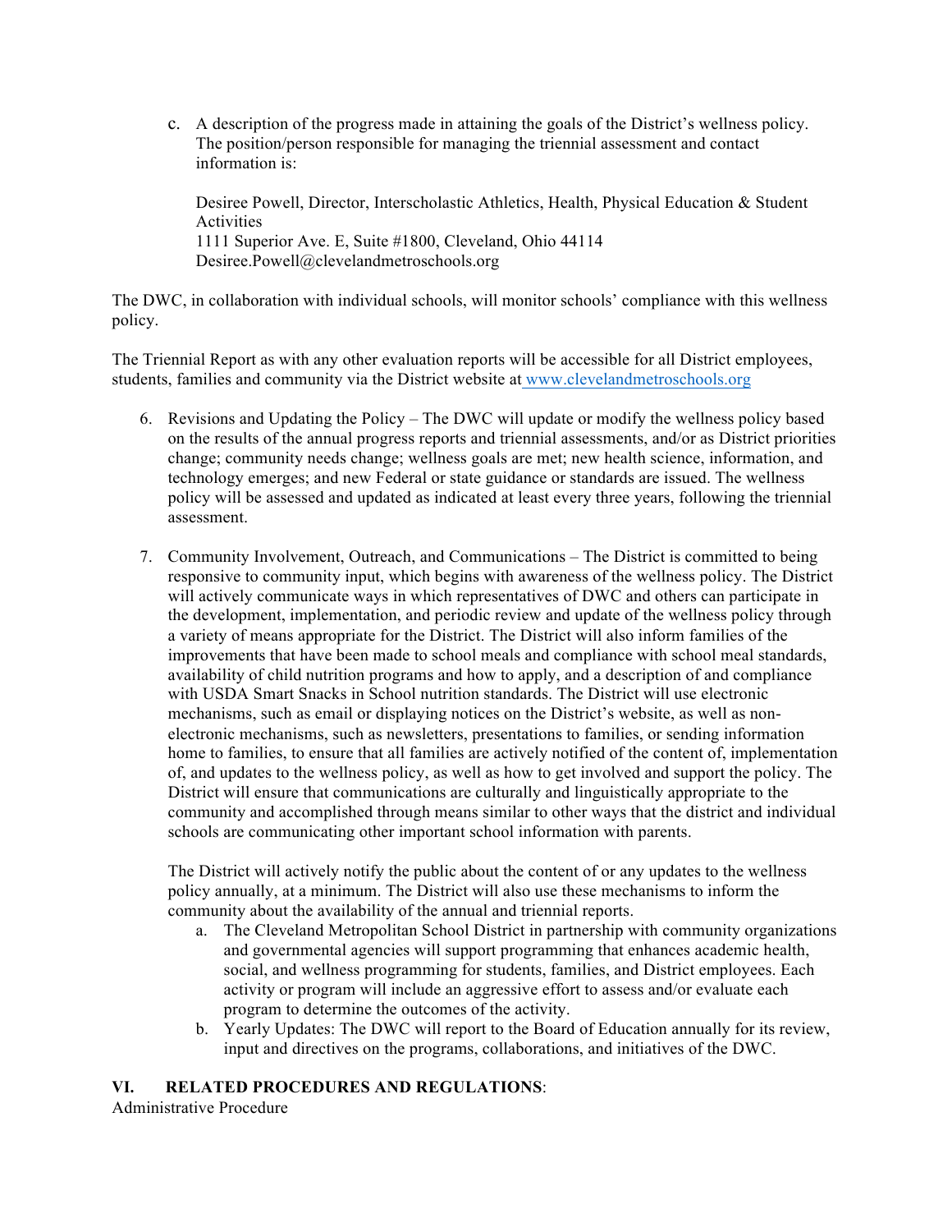c. A description of the progress made in attaining the goals of the District's wellness policy. The position/person responsible for managing the triennial assessment and contact information is:

   Desiree Powell, Director, Interscholastic Athletics, Health, Physical Education & Student Activities
   1111 Superior Ave. E, Suite #1800, Cleveland, Ohio 44114
   Desiree.Powell@clevelandmetroschools.org

The DWC, in collaboration with individual schools, will monitor schools' compliance with this wellness policy.

The Triennial Report as with any other evaluation reports will be accessible for all District employees, students, families and community via the District website at www.clevelandmetroschools.org

6. Revisions and Updating the Policy – The DWC will update or modify the wellness policy based on the results of the annual progress reports and triennial assessments, and/or as District priorities change; community needs change; wellness goals are met; new health science, information, and technology emerges; and new Federal or state guidance or standards are issued. The wellness policy will be assessed and updated as indicated at least every three years, following the triennial assessment.

7. Community Involvement, Outreach, and Communications – The District is committed to being responsive to community input, which begins with awareness of the wellness policy. The District will actively communicate ways in which representatives of DWC and others can participate in the development, implementation, and periodic review and update of the wellness policy through a variety of means appropriate for the District. The District will also inform families of the improvements that have been made to school meals and compliance with school meal standards, availability of child nutrition programs and how to apply, and a description of and compliance with USDA Smart Snacks in School nutrition standards. The District will use electronic mechanisms, such as email or displaying notices on the District's website, as well as non-electronic mechanisms, such as newsletters, presentations to families, or sending information home to families, to ensure that all families are actively notified of the content of, implementation of, and updates to the wellness policy, as well as how to get involved and support the policy. The District will ensure that communications are culturally and linguistically appropriate to the community and accomplished through means similar to other ways that the district and individual schools are communicating other important school information with parents.

   The District will actively notify the public about the content of or any updates to the wellness policy annually, at a minimum. The District will also use these mechanisms to inform the community about the availability of the annual and triennial reports.

   a. The Cleveland Metropolitan School District in partnership with community organizations and governmental agencies will support programming that enhances academic health, social, and wellness programming for students, families, and District employees. Each activity or program will include an aggressive effort to assess and/or evaluate each program to determine the outcomes of the activity.
   b. Yearly Updates: The DWC will report to the Board of Education annually for its review, input and directives on the programs, collaborations, and initiatives of the DWC.

## VI. RELATED PROCEDURES AND REGULATIONS:

Administrative Procedure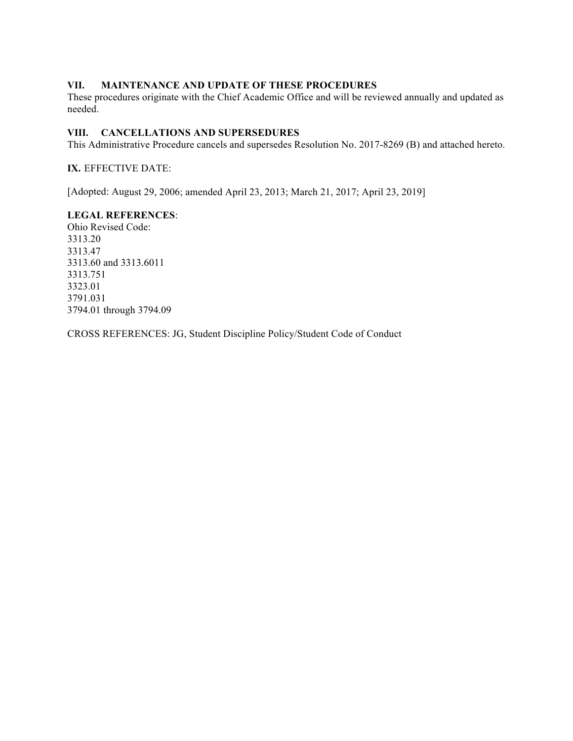## VII. MAINTENANCE AND UPDATE OF THESE PROCEDURES

These procedures originate with the Chief Academic Office and will be reviewed annually and updated as needed.

## VIII. CANCELLATIONS AND SUPERSEDURES

This Administrative Procedure cancels and supersedes Resolution No. 2017-8269 (B) and attached hereto.

**IX.** EFFECTIVE DATE:

[Adopted: August 29, 2006; amended April 23, 2013; March 21, 2017; April 23, 2019]

**LEGAL REFERENCES**:

Ohio Revised Code:
3313.20
3313.47
3313.60 and 3313.6011
3313.751
3323.01
3791.031
3794.01 through 3794.09

CROSS REFERENCES: JG, Student Discipline Policy/Student Code of Conduct